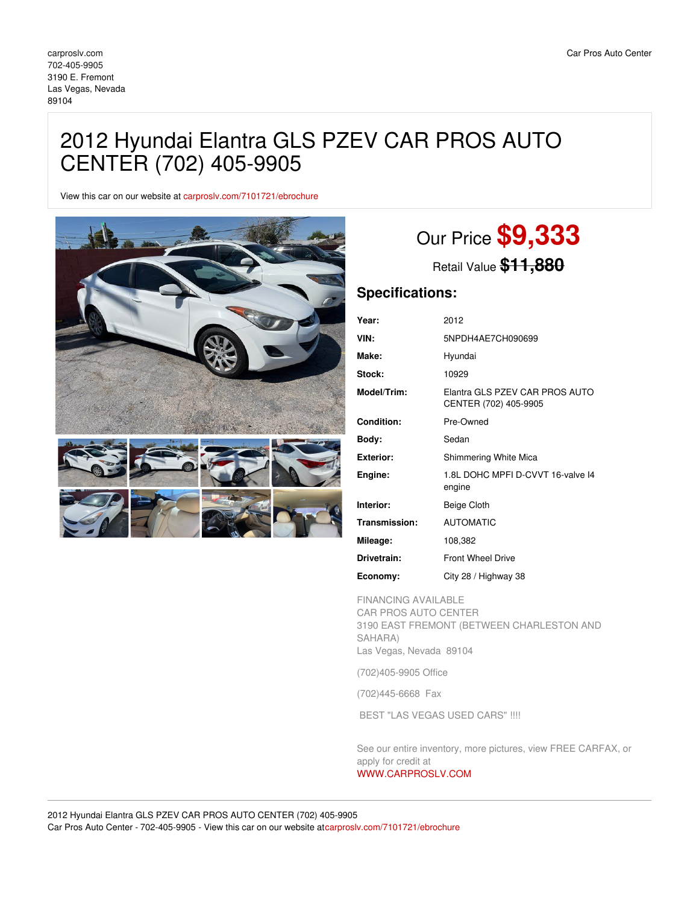carproslv.com
702-405-9905
3190 E. Fremont
Las Vegas, Nevada
89104

Car Pros Auto Center

# 2012 Hyundai Elantra GLS PZEV CAR PROS AUTO CENTER (702) 405-9905

View this car on our website at carproslv.com/7101721/ebrochure

## Our Price **$9,333**

Retail Value ~~$11,880~~

## Specifications:

| | |
|---|---|
| **Year:** | 2012 |
| **VIN:** | 5NPDH4AE7CH090699 |
| **Make:** | Hyundai |
| **Stock:** | 10929 |
| **Model/Trim:** | Elantra GLS PZEV CAR PROS AUTO CENTER (702) 405-9905 |
| **Condition:** | Pre-Owned |
| **Body:** | Sedan |
| **Exterior:** | Shimmering White Mica |
| **Engine:** | 1.8L DOHC MPFI D-CVVT 16-valve I4 engine |
| **Interior:** | Beige Cloth |
| **Transmission:** | AUTOMATIC |
| **Mileage:** | 108,382 |
| **Drivetrain:** | Front Wheel Drive |
| **Economy:** | City 28 / Highway 38 |

FINANCING AVAILABLE
CAR PROS AUTO CENTER
3190 EAST FREMONT (BETWEEN CHARLESTON AND SAHARA)
Las Vegas, Nevada 89104

(702)405-9905 Office

(702)445-6668 Fax

BEST "LAS VEGAS USED CARS" !!!!

See our entire inventory, more pictures, view FREE CARFAX, or apply for credit at
WWW.CARPROSLV.COM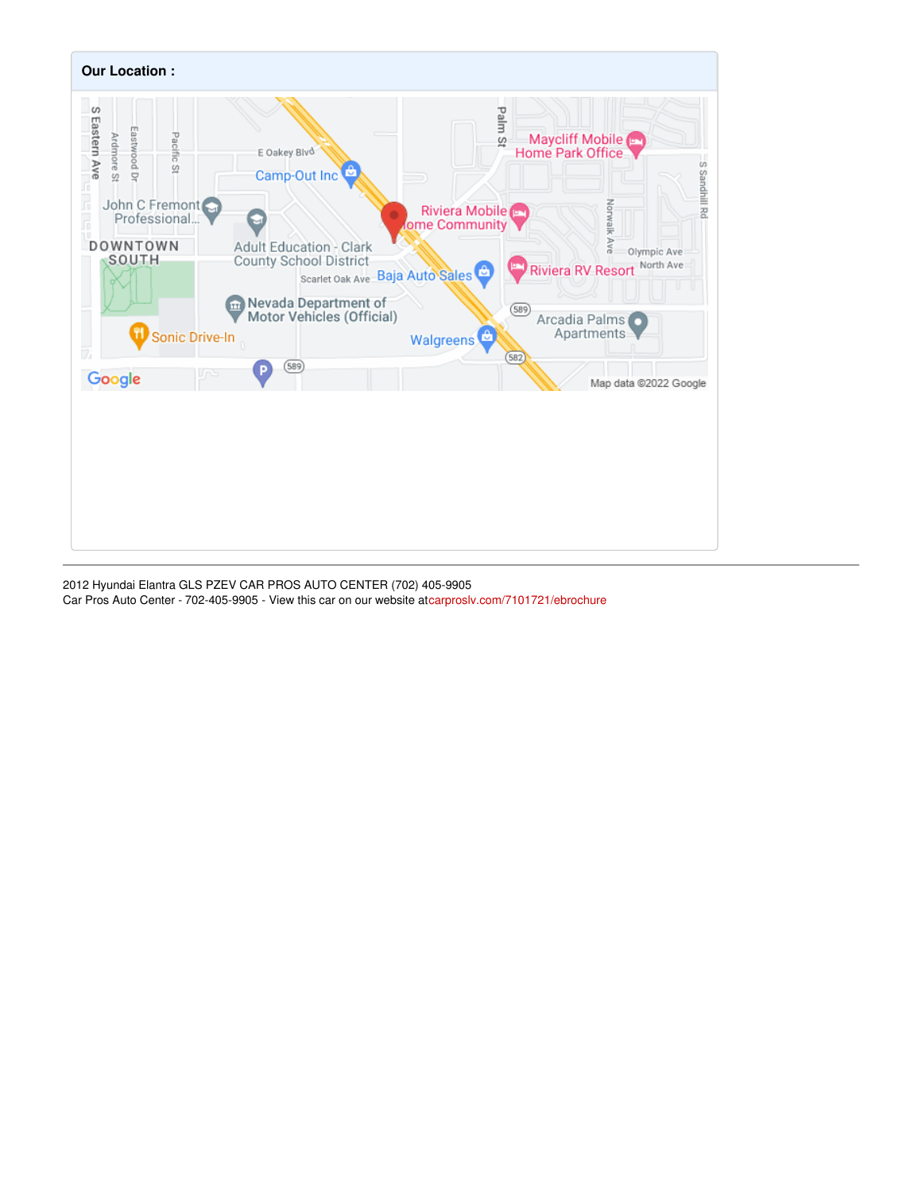**Our Location :**

2012 Hyundai Elantra GLS PZEV CAR PROS AUTO CENTER (702) 405-9905
Car Pros Auto Center - 702-405-9905 - View this car on our website atcarproslv.com/7101721/ebrochure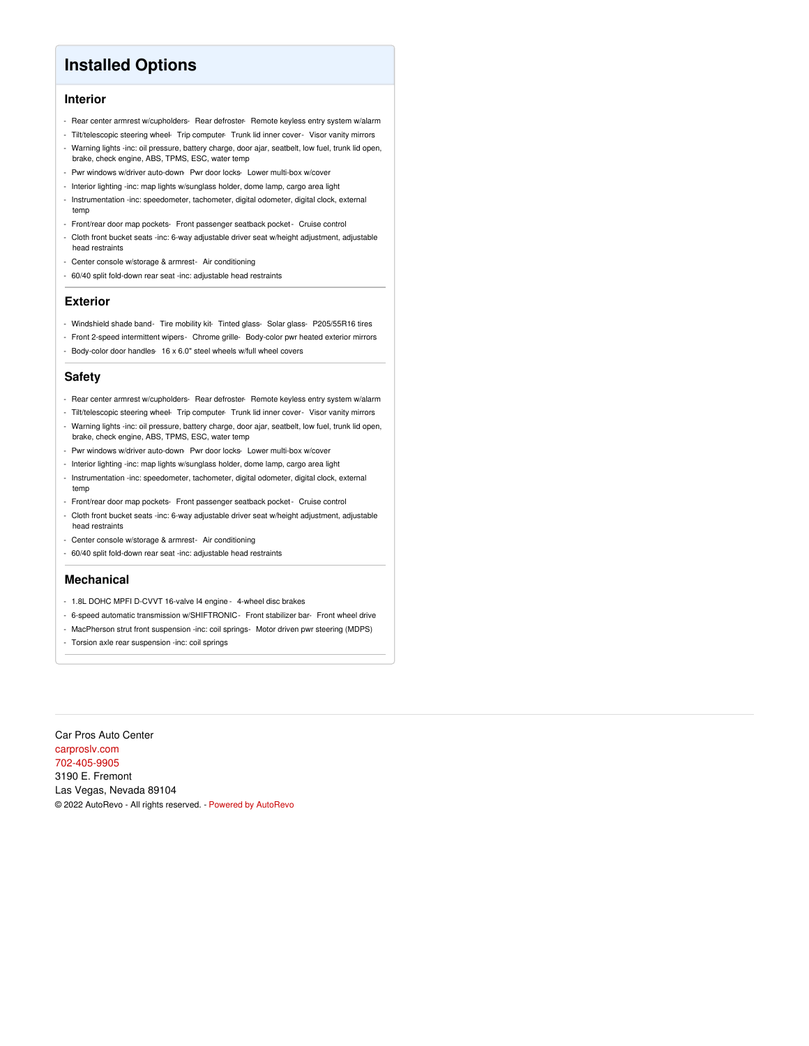# Installed Options

## Interior

- Rear center armrest w/cupholders - Rear defroster - Remote keyless entry system w/alarm
- Tilt/telescopic steering wheel - Trip computer - Trunk lid inner cover - Visor vanity mirrors
- Warning lights -inc: oil pressure, battery charge, door ajar, seatbelt, low fuel, trunk lid open, brake, check engine, ABS, TPMS, ESC, water temp
- Pwr windows w/driver auto-down - Pwr door locks - Lower multi-box w/cover
- Interior lighting -inc: map lights w/sunglass holder, dome lamp, cargo area light
- Instrumentation -inc: speedometer, tachometer, digital odometer, digital clock, external temp
- Front/rear door map pockets - Front passenger seatback pocket - Cruise control
- Cloth front bucket seats -inc: 6-way adjustable driver seat w/height adjustment, adjustable head restraints
- Center console w/storage & armrest - Air conditioning
- 60/40 split fold-down rear seat -inc: adjustable head restraints

## Exterior

- Windshield shade band - Tire mobility kit - Tinted glass - Solar glass - P205/55R16 tires
- Front 2-speed intermittent wipers - Chrome grille - Body-color pwr heated exterior mirrors
- Body-color door handles - 16 x 6.0" steel wheels w/full wheel covers

## Safety

- Rear center armrest w/cupholders - Rear defroster - Remote keyless entry system w/alarm
- Tilt/telescopic steering wheel - Trip computer - Trunk lid inner cover - Visor vanity mirrors
- Warning lights -inc: oil pressure, battery charge, door ajar, seatbelt, low fuel, trunk lid open, brake, check engine, ABS, TPMS, ESC, water temp
- Pwr windows w/driver auto-down - Pwr door locks - Lower multi-box w/cover
- Interior lighting -inc: map lights w/sunglass holder, dome lamp, cargo area light
- Instrumentation -inc: speedometer, tachometer, digital odometer, digital clock, external temp
- Front/rear door map pockets - Front passenger seatback pocket - Cruise control
- Cloth front bucket seats -inc: 6-way adjustable driver seat w/height adjustment, adjustable head restraints
- Center console w/storage & armrest - Air conditioning
- 60/40 split fold-down rear seat -inc: adjustable head restraints

## Mechanical

- 1.8L DOHC MPFI D-CVVT 16-valve I4 engine - 4-wheel disc brakes
- 6-speed automatic transmission w/SHIFTRONIC - Front stabilizer bar - Front wheel drive
- MacPherson strut front suspension -inc: coil springs - Motor driven pwr steering (MDPS)
- Torsion axle rear suspension -inc: coil springs

Car Pros Auto Center
carproslv.com
702-405-9905
3190 E. Fremont
Las Vegas, Nevada 89104
© 2022 AutoRevo - All rights reserved. - Powered by AutoRevo